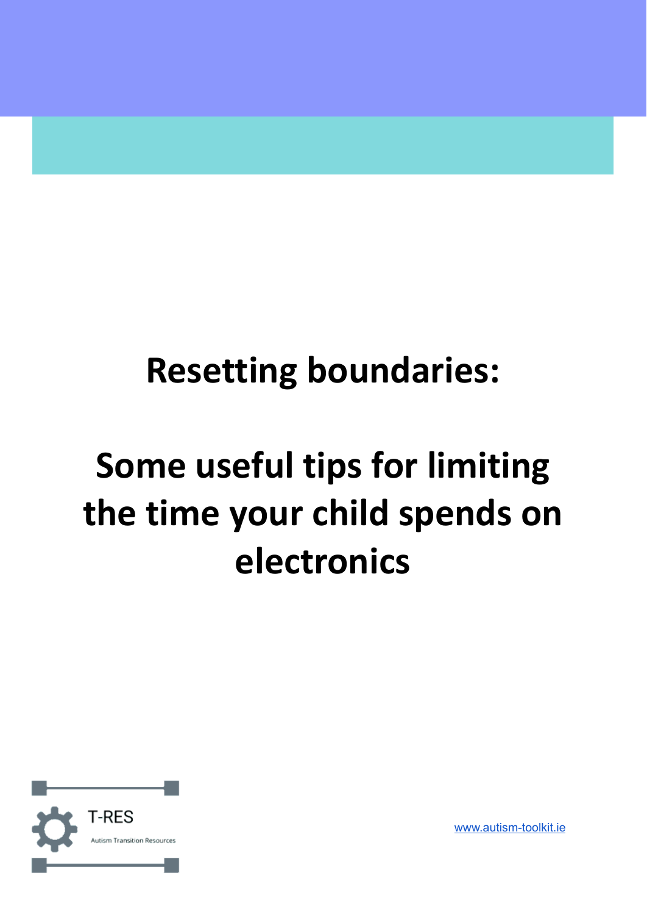# Resetting boundaries:

# Some useful tips for limiting the time your child spends on electronics

T-RES

Autism Transition Resources

www.autism-toolkit.ie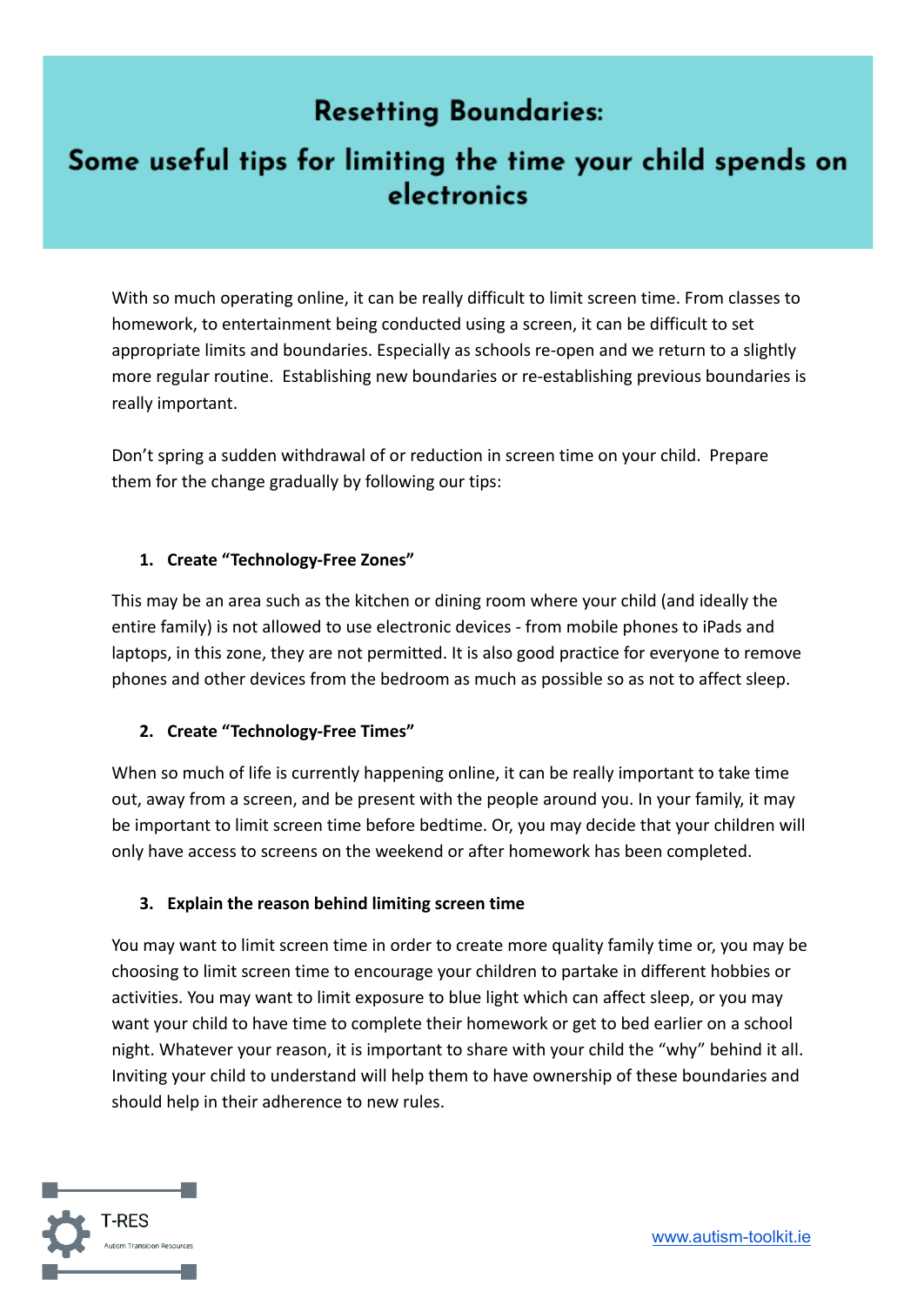# Resetting Boundaries:

## Some useful tips for limiting the time your child spends on electronics

With so much operating online, it can be really difficult to limit screen time. From classes to homework, to entertainment being conducted using a screen, it can be difficult to set appropriate limits and boundaries. Especially as schools re-open and we return to a slightly more regular routine. Establishing new boundaries or re-establishing previous boundaries is really important.

Don't spring a sudden withdrawal of or reduction in screen time on your child. Prepare them for the change gradually by following our tips:

1. **Create "Technology-Free Zones"**

This may be an area such as the kitchen or dining room where your child (and ideally the entire family) is not allowed to use electronic devices - from mobile phones to iPads and laptops, in this zone, they are not permitted. It is also good practice for everyone to remove phones and other devices from the bedroom as much as possible so as not to affect sleep.

2. **Create "Technology-Free Times"**

When so much of life is currently happening online, it can be really important to take time out, away from a screen, and be present with the people around you. In your family, it may be important to limit screen time before bedtime. Or, you may decide that your children will only have access to screens on the weekend or after homework has been completed.

3. **Explain the reason behind limiting screen time**

You may want to limit screen time in order to create more quality family time or, you may be choosing to limit screen time to encourage your children to partake in different hobbies or activities. You may want to limit exposure to blue light which can affect sleep, or you may want your child to have time to complete their homework or get to bed earlier on a school night. Whatever your reason, it is important to share with your child the "why" behind it all. Inviting your child to understand will help them to have ownership of these boundaries and should help in their adherence to new rules.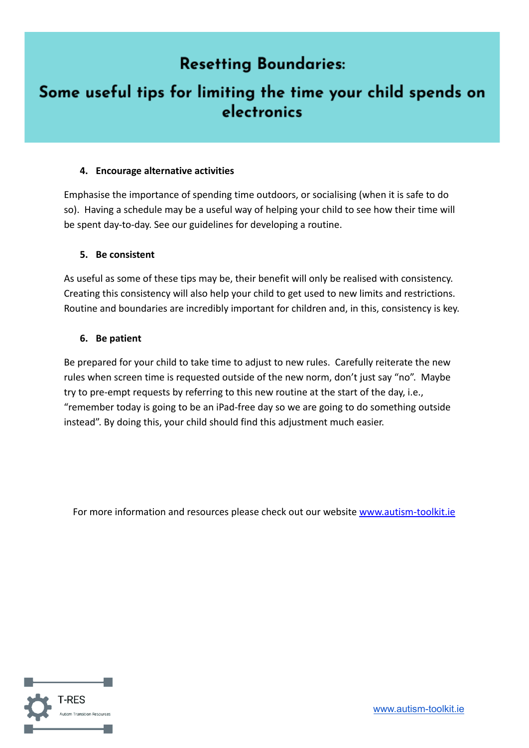# Resetting Boundaries:

## Some useful tips for limiting the time your child spends on electronics

**4. Encourage alternative activities**

Emphasise the importance of spending time outdoors, or socialising (when it is safe to do so). Having a schedule may be a useful way of helping your child to see how their time will be spent day-to-day. See our guidelines for developing a routine.

**5. Be consistent**

As useful as some of these tips may be, their benefit will only be realised with consistency. Creating this consistency will also help your child to get used to new limits and restrictions. Routine and boundaries are incredibly important for children and, in this, consistency is key.

**6. Be patient**

Be prepared for your child to take time to adjust to new rules. Carefully reiterate the new rules when screen time is requested outside of the new norm, don't just say "no". Maybe try to pre-empt requests by referring to this new routine at the start of the day, i.e., "remember today is going to be an iPad-free day so we are going to do something outside instead". By doing this, your child should find this adjustment much easier.

For more information and resources please check out our website [www.autism-toolkit.ie](http://www.autism-toolkit.ie)